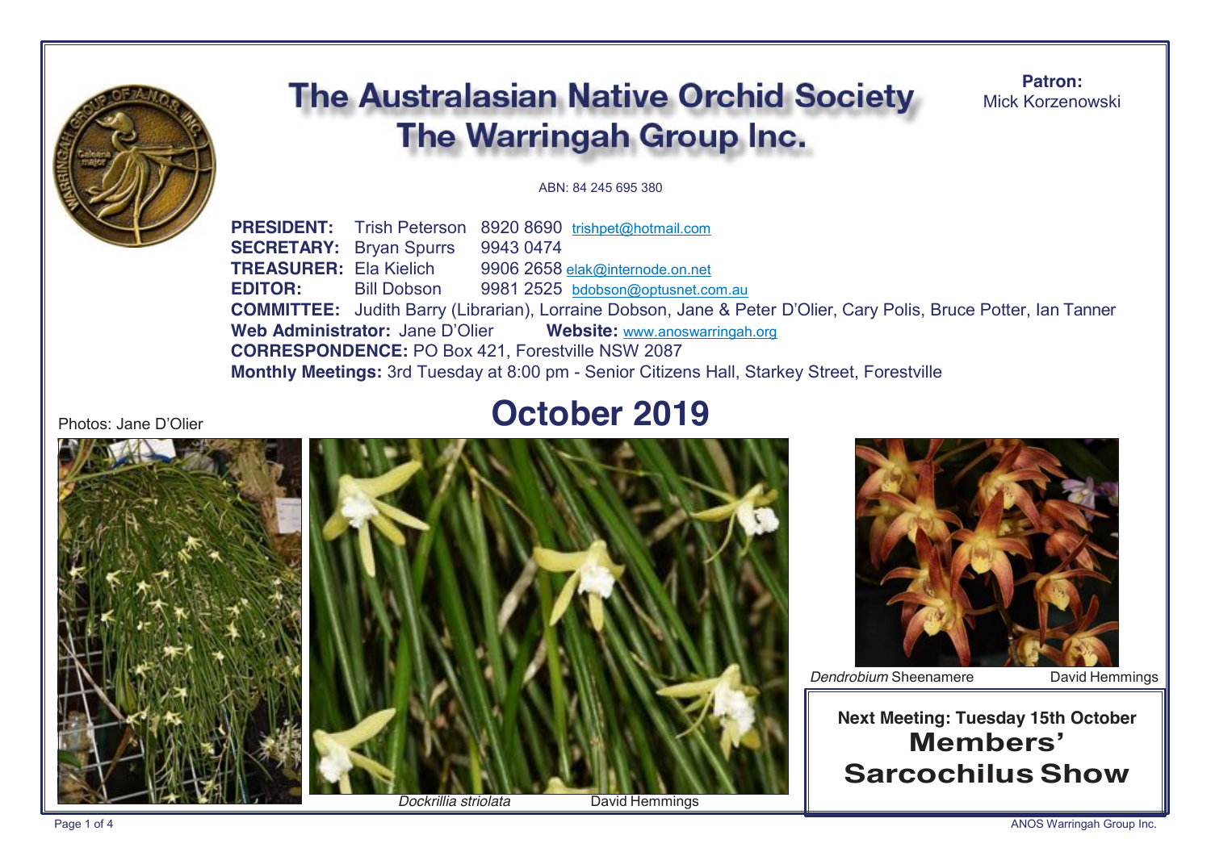# The Australasian Native Orchid Society
# The Warringah Group Inc.

**Patron:**
Mick Korzenowski

ABN: 84 245 695 380

**PRESIDENT:** Trish Peterson 8920 8690 trishpet@hotmail.com
**SECRETARY:** Bryan Spurrs 9943 0474
**TREASURER:** Ela Kielich 9906 2658 elak@internode.on.net
**EDITOR:** Bill Dobson 9981 2525 bdobson@optusnet.com.au
**COMMITTEE:** Judith Barry (Librarian), Lorraine Dobson, Jane & Peter D'Olier, Cary Polis, Bruce Potter, Ian Tanner
**Web Administrator:** Jane D'Olier **Website:** www.anoswarringah.org
**CORRESPONDENCE:** PO Box 421, Forestville NSW 2087
**Monthly Meetings:** 3rd Tuesday at 8:00 pm - Senior Citizens Hall, Starkey Street, Forestville

## October 2019

Photos: Jane D'Olier

*Dockrillia striolata* David Hemmings

*Dendrobium* Sheenamere David Hemmings

**Next Meeting: Tuesday 15th October**

## Members' Sarcochilus Show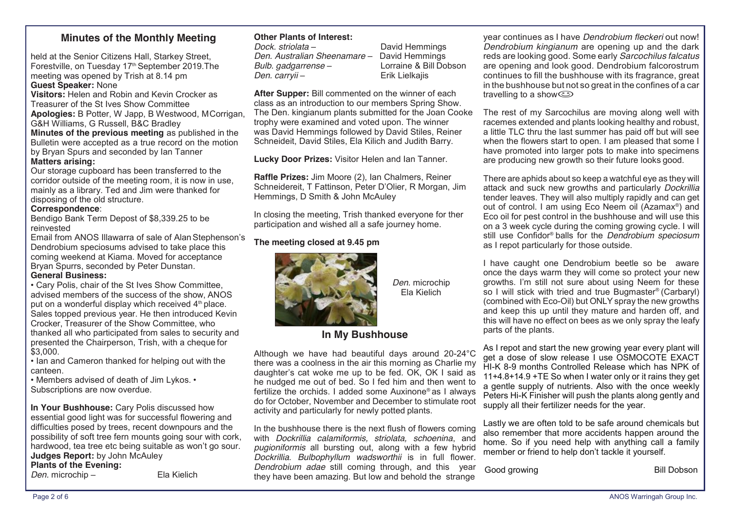## Minutes of the Monthly Meeting

held at the Senior Citizens Hall, Starkey Street, Forestville, on Tuesday 17th September 2019.The meeting was opened by Trish at 8.14 pm

**Guest Speaker:** None

**Visitors:** Helen and Robin and Kevin Crocker as Treasurer of the St Ives Show Committee

**Apologies:** B Potter, W Japp, B Westwood, M Corrigan, G&H Williams, G Russell, B&C Bradley

**Minutes of the previous meeting** as published in the Bulletin were accepted as a true record on the motion by Bryan Spurs and seconded by Ian Tanner

**Matters arising:**

Our storage cupboard has been transferred to the corridor outside of the meeting room, it is now in use, mainly as a library. Ted and Jim were thanked for disposing of the old structure.

**Correspondence**:

Bendigo Bank Term Depost of $8,339.25 to be reinvested

Email from ANOS Illawarra of sale of Alan Stephenson's Dendrobium speciosums advised to take place this coming weekend at Kiama. Moved for acceptance Bryan Spurrs, seconded by Peter Dunstan.

**General Business:**

• Cary Polis, chair of the St Ives Show Committee, advised members of the success of the show, ANOS put on a wonderful display which received 4th place. Sales topped previous year. He then introduced Kevin Crocker, Treasurer of the Show Committee, who thanked all who participated from sales to security and presented the Chairperson, Trish, with a cheque for $3,000.

• Ian and Cameron thanked for helping out with the canteen.

• Members advised of death of Jim Lykos. • Subscriptions are now overdue.

**In Your Bushhouse:** Cary Polis discussed how essential good light was for successful flowering and difficulties posed by trees, recent downpours and the possibility of soft tree fern mounts going sour with cork, hardwood, tea tree etc being suitable as won't go sour.

**Judges Report:** by John McAuley

**Plants of the Evening:**

| | |
|---|---|
| *Den.* microchip – | Ela Kielich |

**Other Plants of Interest:**

| | |
|---|---|
| *Dock. striolata –* | David Hemmings |
| *Den. Australian Sheenamare –* | David Hemmings |
| *Bulb. gadgarrense –* | Lorraine & Bill Dobson |
| *Den. carryii –* | Erik Lielkajis |

**After Supper:** Bill commented on the winner of each class as an introduction to our members Spring Show. The Den. kingianum plants submitted for the Joan Cooke trophy were examined and voted upon. The winner was David Hemmings followed by David Stiles, Reiner Schneideit, David Stiles, Ela Kilich and Judith Barry.

**Lucky Door Prizes:** Visitor Helen and Ian Tanner.

**Raffle Prizes:** Jim Moore (2), Ian Chalmers, Reiner Schneidereit, T Fattinson, Peter D'Olier, R Morgan, Jim Hemmings, D Smith & John McAuley

In closing the meeting, Trish thanked everyone for ther participation and wished all a safe journey home.

**The meeting closed at 9.45 pm**

*Den.* microchip
Ela Kielich

## In My Bushhouse

Although we have had beautiful days around 20-24°C there was a coolness in the air this morning as Charlie my daughter's cat woke me up to be fed. OK, OK I said as he nudged me out of bed. So I fed him and then went to fertilize the orchids. I added some Auxinone® as I always do for October, November and December to stimulate root activity and particularly for newly potted plants.

In the bushhouse there is the next flush of flowers coming with *Dockrillia calamiformis, striolata, schoenina*, and *pugioniformis* all bursting out, along with a few hybrid *Dockrillia. Bulbophyllum wadsworthii* is in full flower. *Dendrobium adae* still coming through, and this year they have been amazing. But low and behold the strange year continues as I have *Dendrobium fleckeri* out now! *Dendrobium kingianum* are opening up and the dark reds are looking good. Some early *Sarcochilus falcatus* are opening and look good. Dendrobium falcorostrum continues to fill the bushhouse with its fragrance, great in the bushhouse but not so great in the confines of a car travelling to a show😊

The rest of my Sarcochilus are moving along well with racemes extended and plants looking healthy and robust, a little TLC thru the last summer has paid off but will see when the flowers start to open. I am pleased that some I have promoted into larger pots to make into specimens are producing new growth so their future looks good.

There are aphids about so keep a watchful eye as they will attack and suck new growths and particularly *Dockrillia* tender leaves. They will also multiply rapidly and can get out of control. I am using Eco Neem oil (Azamax®) and Eco oil for pest control in the bushhouse and will use this on a 3 week cycle during the coming growing cycle. I will still use Confidor® balls for the *Dendrobium speciosum* as I repot particularly for those outside.

I have caught one Dendrobium beetle so be aware once the days warm they will come so protect your new growths. I'm still not sure about using Neem for these so I will stick with tried and true Bugmaster® (Carbaryl) (combined with Eco-Oil) but ONLY spray the new growths and keep this up until they mature and harden off, and this will have no effect on bees as we only spray the leafy parts of the plants.

As I repot and start the new growing year every plant will get a dose of slow release I use OSMOCOTE EXACT HI-K 8-9 months Controlled Release which has NPK of 11+4.8+14.9 +TE So when I water only or it rains they get a gentle supply of nutrients. Also with the once weekly Peters Hi-K Finisher will push the plants along gently and supply all their fertilizer needs for the year.

Lastly we are often told to be safe around chemicals but also remember that more accidents happen around the home. So if you need help with anything call a family member or friend to help don't tackle it yourself.

Good growing

Bill Dobson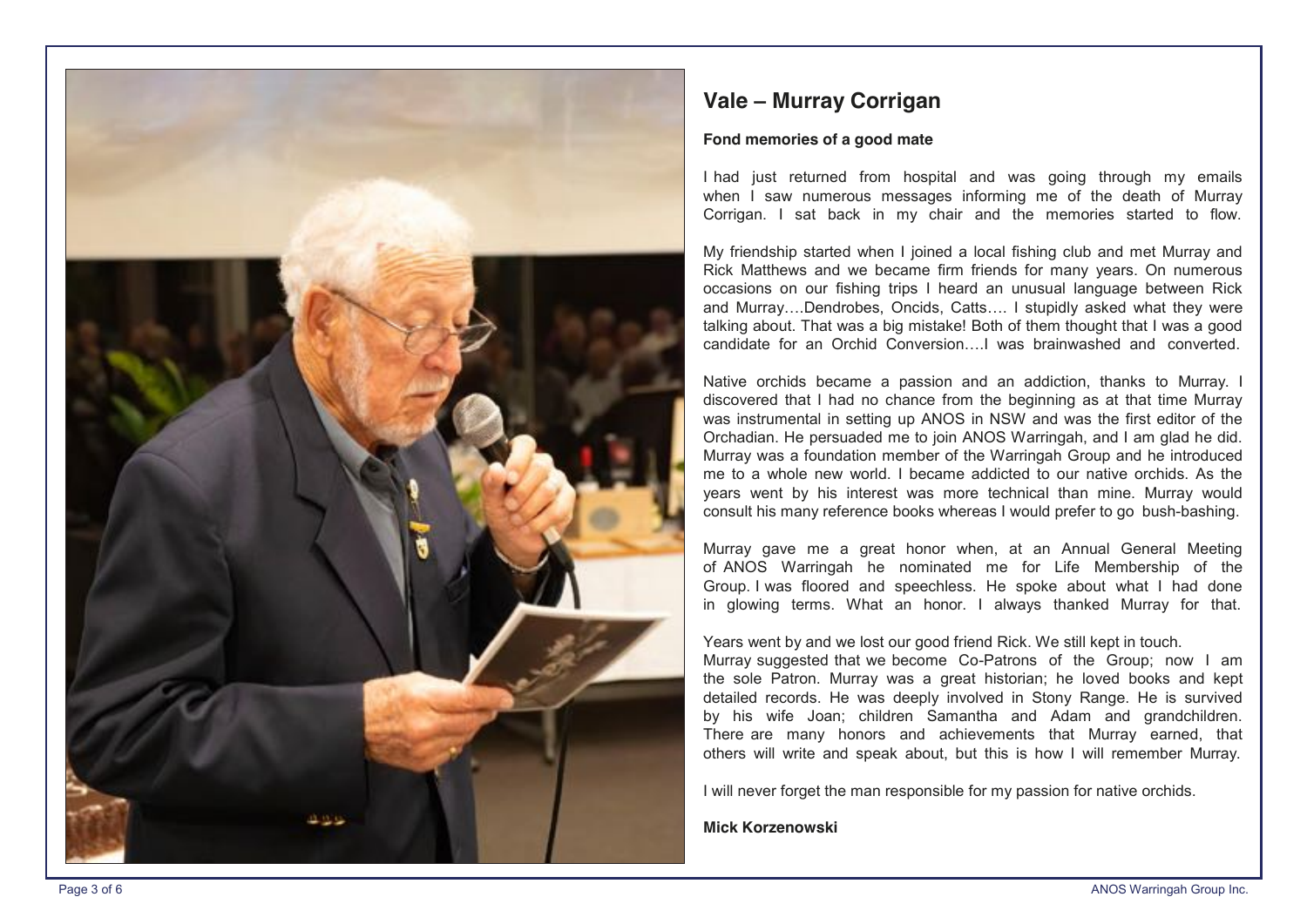## Vale – Murray Corrigan

**Fond memories of a good mate**

I had just returned from hospital and was going through my emails when I saw numerous messages informing me of the death of Murray Corrigan. I sat back in my chair and the memories started to flow.

My friendship started when I joined a local fishing club and met Murray and Rick Matthews and we became firm friends for many years. On numerous occasions on our fishing trips I heard an unusual language between Rick and Murray….Dendrobes, Oncids, Catts…. I stupidly asked what they were talking about. That was a big mistake! Both of them thought that I was a good candidate for an Orchid Conversion….I was brainwashed and converted.

Native orchids became a passion and an addiction, thanks to Murray. I discovered that I had no chance from the beginning as at that time Murray was instrumental in setting up ANOS in NSW and was the first editor of the Orchadian. He persuaded me to join ANOS Warringah, and I am glad he did. Murray was a foundation member of the Warringah Group and he introduced me to a whole new world. I became addicted to our native orchids. As the years went by his interest was more technical than mine. Murray would consult his many reference books whereas I would prefer to go bush-bashing.

Murray gave me a great honor when, at an Annual General Meeting of ANOS Warringah he nominated me for Life Membership of the Group. I was floored and speechless. He spoke about what I had done in glowing terms. What an honor. I always thanked Murray for that.

Years went by and we lost our good friend Rick. We still kept in touch.
Murray suggested that we become Co-Patrons of the Group; now I am the sole Patron. Murray was a great historian; he loved books and kept detailed records. He was deeply involved in Stony Range. He is survived by his wife Joan; children Samantha and Adam and grandchildren. There are many honors and achievements that Murray earned, that others will write and speak about, but this is how I will remember Murray.

I will never forget the man responsible for my passion for native orchids.

**Mick Korzenowski**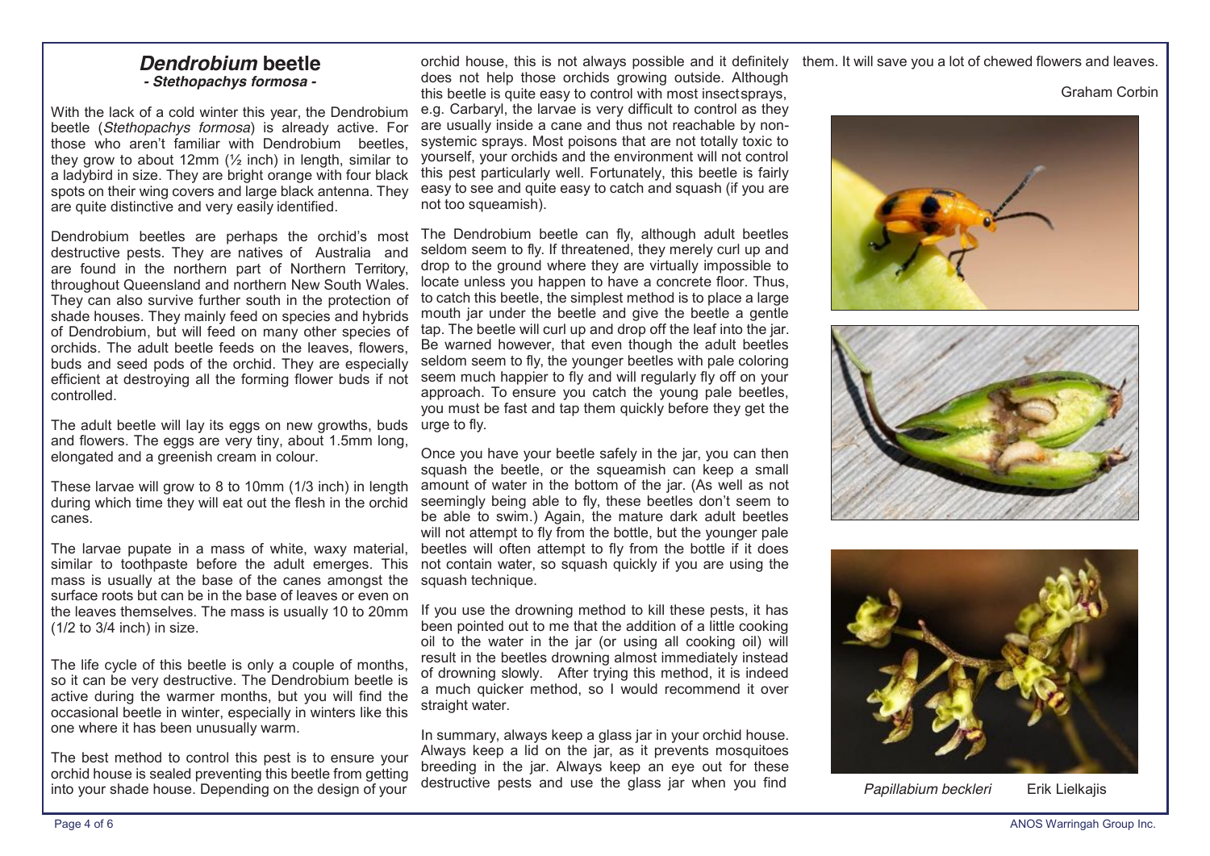## *Dendrobium* beetle

***- Stethopachys formosa -***

With the lack of a cold winter this year, the Dendrobium beetle (*Stethopachys formosa*) is already active. For those who aren't familiar with Dendrobium beetles, they grow to about 12mm (½ inch) in length, similar to a ladybird in size. They are bright orange with four black spots on their wing covers and large black antenna. They are quite distinctive and very easily identified.

Dendrobium beetles are perhaps the orchid's most destructive pests. They are natives of Australia and are found in the northern part of Northern Territory, throughout Queensland and northern New South Wales. They can also survive further south in the protection of shade houses. They mainly feed on species and hybrids of Dendrobium, but will feed on many other species of orchids. The adult beetle feeds on the leaves, flowers, buds and seed pods of the orchid. They are especially efficient at destroying all the forming flower buds if not controlled.

The adult beetle will lay its eggs on new growths, buds and flowers. The eggs are very tiny, about 1.5mm long, elongated and a greenish cream in colour.

These larvae will grow to 8 to 10mm (1/3 inch) in length during which time they will eat out the flesh in the orchid canes.

The larvae pupate in a mass of white, waxy material, similar to toothpaste before the adult emerges. This mass is usually at the base of the canes amongst the surface roots but can be in the base of leaves or even on the leaves themselves. The mass is usually 10 to 20mm (1/2 to 3/4 inch) in size.

The life cycle of this beetle is only a couple of months, so it can be very destructive. The Dendrobium beetle is active during the warmer months, but you will find the occasional beetle in winter, especially in winters like this one where it has been unusually warm.

The best method to control this pest is to ensure your orchid house is sealed preventing this beetle from getting into your shade house. Depending on the design of your orchid house, this is not always possible and it definitely does not help those orchids growing outside. Although this beetle is quite easy to control with most insect sprays, e.g. Carbaryl, the larvae is very difficult to control as they are usually inside a cane and thus not reachable by non-systemic sprays. Most poisons that are not totally toxic to yourself, your orchids and the environment will not control this pest particularly well. Fortunately, this beetle is fairly easy to see and quite easy to catch and squash (if you are not too squeamish).

The Dendrobium beetle can fly, although adult beetles seldom seem to fly. If threatened, they merely curl up and drop to the ground where they are virtually impossible to locate unless you happen to have a concrete floor. Thus, to catch this beetle, the simplest method is to place a large mouth jar under the beetle and give the beetle a gentle tap. The beetle will curl up and drop off the leaf into the jar. Be warned however, that even though the adult beetles seldom seem to fly, the younger beetles with pale coloring seem much happier to fly and will regularly fly off on your approach. To ensure you catch the young pale beetles, you must be fast and tap them quickly before they get the urge to fly.

Once you have your beetle safely in the jar, you can then squash the beetle, or the squeamish can keep a small amount of water in the bottom of the jar. (As well as not seemingly being able to fly, these beetles don't seem to be able to swim.) Again, the mature dark adult beetles will not attempt to fly from the bottle, but the younger pale beetles will often attempt to fly from the bottle if it does not contain water, so squash quickly if you are using the squash technique.

If you use the drowning method to kill these pests, it has been pointed out to me that the addition of a little cooking oil to the water in the jar (or using all cooking oil) will result in the beetles drowning almost immediately instead of drowning slowly. After trying this method, it is indeed a much quicker method, so I would recommend it over straight water.

In summary, always keep a glass jar in your orchid house. Always keep a lid on the jar, as it prevents mosquitoes breeding in the jar. Always keep an eye out for these destructive pests and use the glass jar when you find them. It will save you a lot of chewed flowers and leaves.

Graham Corbin

*Papillabium beckleri* Erik Lielkajis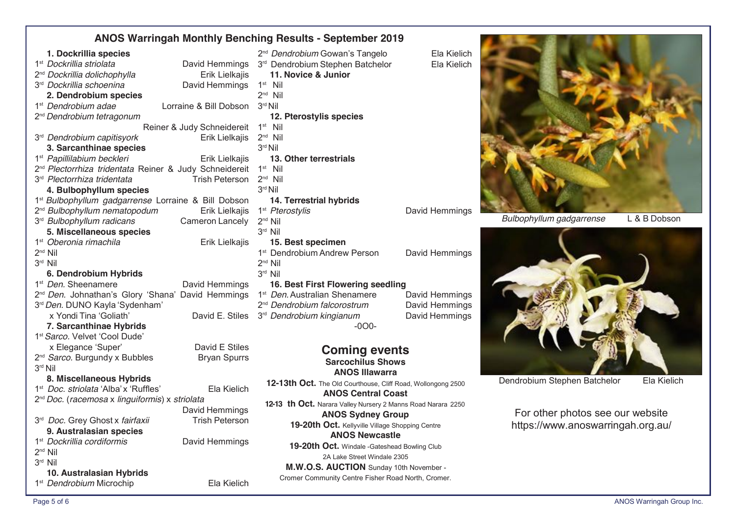# ANOS Warringah Monthly Benching Results - September 2019

**1. Dockrillia species**
1st *Dockrillia striolata* — David Hemmings
2nd *Dockrillia dolichophylla* — Erik Lielkajis
3rd *Dockrillia schoenina* — David Hemmings

**2. Dendrobium species**
1st *Dendrobium adae* — Lorraine & Bill Dobson
2nd *Dendrobium tetragonum* — Reiner & Judy Schneidereit
3rd *Dendrobium capitisyork* — Erik Lielkajis

**3. Sarcanthinae species**
1st *Papillilabium beckleri* — Erik Lielkajis
2nd *Plectorrhiza tridentata* Reiner & Judy Schneidereit
3rd *Plectorrhiza tridentata* — Trish Peterson

**4. Bulbophyllum species**
1st *Bulbophyllum gadgarrense* Lorraine & Bill Dobson
2nd *Bulbophyllum nematopodum* — Erik Lielkajis
3rd *Bulbophyllum radicans* — Cameron Lancely

**5. Miscellaneous species**
1st *Oberonia rimachila* — Erik Lielkajis
2nd Nil
3rd Nil

**6. Dendrobium Hybrids**
1st *Den.* Sheenamere — David Hemmings
2nd *Den.* Johnathan's Glory 'Shana' David Hemmings
3rd *Den.* DUNO Kayla 'Sydenham' x Yondi Tina 'Goliath' — David E. Stiles

**7. Sarcanthinae Hybrids**
1st *Sarco.* Velvet 'Cool Dude' x Elegance 'Super' — David E Stiles
2nd *Sarco.* Burgundy x Bubbles — Bryan Spurrs
3rd Nil

**8. Miscellaneous Hybrids**
1st *Doc. striolata* 'Alba' x 'Ruffles' — Ela Kielich
2nd *Doc.* (*racemosa* x *linguiformis*) x *striolata* — David Hemmings
3rd *Doc.* Grey Ghost x *fairfaxii* — Trish Peterson

**9. Australasian species**
1st *Dockrillia cordiformis* — David Hemmings
2nd Nil
3rd Nil

**10. Australasian Hybrids**
1st *Dendrobium* Microchip — Ela Kielich
2nd *Dendrobium* Gowan's Tangelo — Ela Kielich
3rd Dendrobium Stephen Batchelor — Ela Kielich

**11. Novice & Junior**
1st Nil
2nd Nil
3rd Nil

**12. Pterostylis species**
1st Nil
2nd Nil
3rd Nil

**13. Other terrestrials**
1st Nil
2nd Nil
3rd Nil

**14. Terrestrial hybrids**
1st *Pterostylis* — David Hemmings
2nd Nil
3rd Nil

**15. Best specimen**
1st Dendrobium Andrew Person — David Hemmings
2nd Nil
3rd Nil

**16. Best First Flowering seedling**
1st *Den.* Australian Shenamere — David Hemmings
2nd *Dendrobium falcorostrum* — David Hemmings
3rd *Dendrobium kingianum* — David Hemmings

-0O0-

## Coming events

**Sarcochilus Shows**

**ANOS Illawarra**
**12-13th Oct.** The Old Courthouse, Cliff Road, Wollongong 2500

**ANOS Central Coast**
**12-13 th Oct.** Narara Valley Nursery 2 Manns Road Narara 2250

**ANOS Sydney Group**
**19-20th Oct.** Kellyville Village Shopping Centre

**ANOS Newcastle**
**19-20th Oct.** Windale -Gateshead Bowling Club 2A Lake Street Windale 2305

**M.W.O.S. AUCTION** Sunday 10th November - Cromer Community Centre Fisher Road North, Cromer.

*Bulbophyllum gadgarrense* — L & B Dobson

Dendrobium Stephen Batchelor — Ela Kielich

For other photos see our website https://www.anoswarringah.org.au/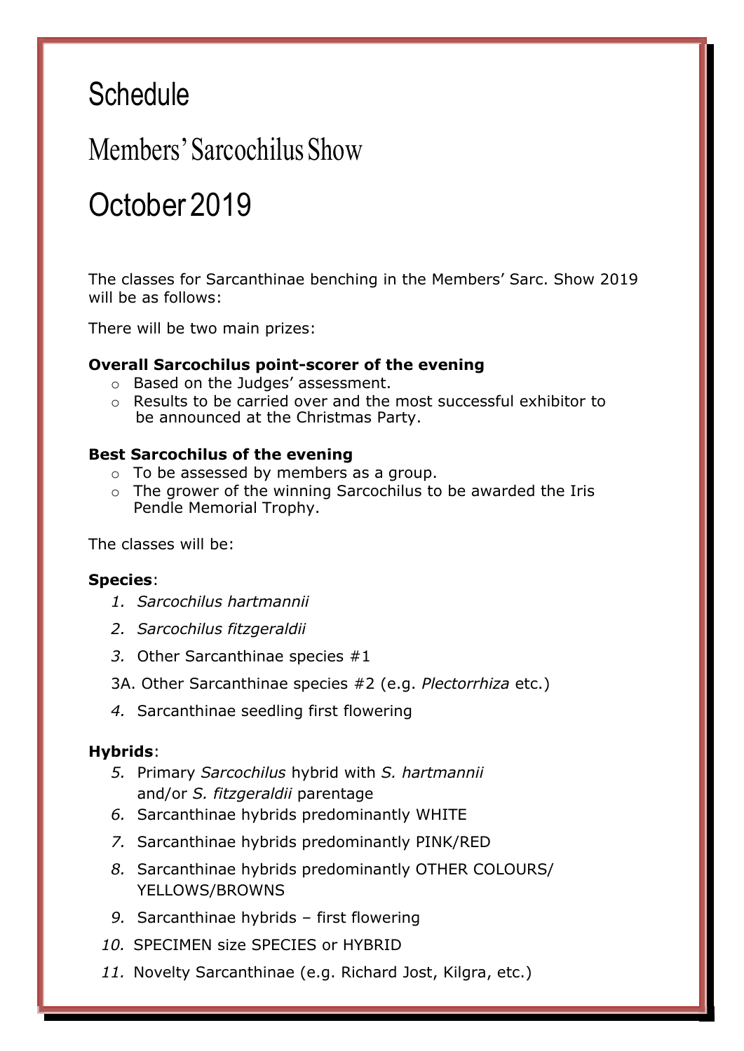# Schedule

# Members' Sarcochilus Show

# October 2019

The classes for Sarcanthinae benching in the Members' Sarc. Show 2019 will be as follows:

There will be two main prizes:

**Overall Sarcochilus point-scorer of the evening**

- Based on the Judges' assessment.
- Results to be carried over and the most successful exhibitor to be announced at the Christmas Party.

**Best Sarcochilus of the evening**

- To be assessed by members as a group.
- The grower of the winning Sarcochilus to be awarded the Iris Pendle Memorial Trophy.

The classes will be:

**Species**:

1. *Sarcochilus hartmannii*
2. *Sarcochilus fitzgeraldii*
3. Other Sarcanthinae species #1

3A. Other Sarcanthinae species #2 (e.g. *Plectorrhiza* etc.)

4. Sarcanthinae seedling first flowering

**Hybrids**:

5. Primary *Sarcochilus* hybrid with *S. hartmannii* and/or *S. fitzgeraldii* parentage
6. Sarcanthinae hybrids predominantly WHITE
7. Sarcanthinae hybrids predominantly PINK/RED
8. Sarcanthinae hybrids predominantly OTHER COLOURS/ YELLOWS/BROWNS
9. Sarcanthinae hybrids – first flowering
10. SPECIMEN size SPECIES or HYBRID
11. Novelty Sarcanthinae (e.g. Richard Jost, Kilgra, etc.)